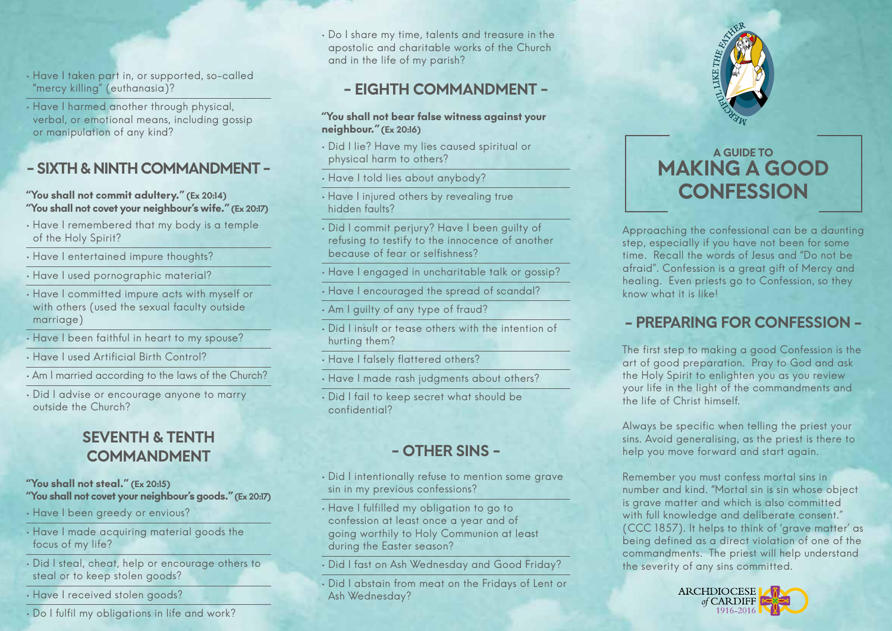- Have I taken part in, or supported, so-called "mercy killing" (euthanasia)?
- Have I harmed another through physical, verbal, or emotional means, including gossip or manipulation of any kind?

## - SIXTH & NINTH COMMANDMENT -

**"You shall not commit adultery." (Ex 20:14)**
**"You shall not covet your neighbour's wife." (Ex 20:17)**

- Have I remembered that my body is a temple of the Holy Spirit?
- Have I entertained impure thoughts?
- Have I used pornographic material?
- Have I committed impure acts with myself or with others (used the sexual faculty outside marriage)
- Have I been faithful in heart to my spouse?
- Have I used Artificial Birth Control?
- Am I married according to the laws of the Church?
- Did I advise or encourage anyone to marry outside the Church?

## SEVENTH & TENTH COMMANDMENT

**"You shall not steal." (Ex 20:15)**
**"You shall not covet your neighbour's goods." (Ex 20:17)**

- Have I been greedy or envious?
- Have I made acquiring material goods the focus of my life?
- Did I steal, cheat, help or encourage others to steal or to keep stolen goods?
- Have I received stolen goods?
- Do I fulfil my obligations in life and work?
- Do I share my time, talents and treasure in the apostolic and charitable works of the Church and in the life of my parish?

## - EIGHTH COMMANDMENT -

**"You shall not bear false witness against your neighbour." (Ex 20:16)**

- Did I lie? Have my lies caused spiritual or physical harm to others?
- Have I told lies about anybody?
- Have I injured others by revealing true hidden faults?
- Did I commit perjury? Have I been guilty of refusing to testify to the innocence of another because of fear or selfishness?
- Have I engaged in uncharitable talk or gossip?
- Have I encouraged the spread of scandal?
- Am I guilty of any type of fraud?
- Did I insult or tease others with the intention of hurting them?
- Have I falsely flattered others?
- Have I made rash judgments about others?
- Did I fail to keep secret what should be confidential?

## - OTHER SINS -

- Did I intentionally refuse to mention some grave sin in my previous confessions?
- Have I fulfilled my obligation to go to confession at least once a year and of going worthily to Holy Communion at least during the Easter season?
- Did I fast on Ash Wednesday and Good Friday?
- Did I abstain from meat on the Fridays of Lent or Ash Wednesday?

MERCIFUL LIKE THE FATHER

# A GUIDE TO MAKING A GOOD CONFESSION

Approaching the confessional can be a daunting step, especially if you have not been for some time. Recall the words of Jesus and "Do not be afraid". Confession is a great gift of Mercy and healing. Even priests go to Confession, so they know what it is like!

## - PREPARING FOR CONFESSION -

The first step to making a good Confession is the art of good preparation. Pray to God and ask the Holy Spirit to enlighten you as you review your life in the light of the commandments and the life of Christ himself.

Always be specific when telling the priest your sins. Avoid generalising, as the priest is there to help you move forward and start again.

Remember you must confess mortal sins in number and kind. "Mortal sin is sin whose object is grave matter and which is also committed with full knowledge and deliberate consent." (CCC 1857). It helps to think of 'grave matter' as being defined as a direct violation of one of the commandments. The priest will help understand the severity of any sins committed.

ARCHDIOCESE of CARDIFF 1916-2016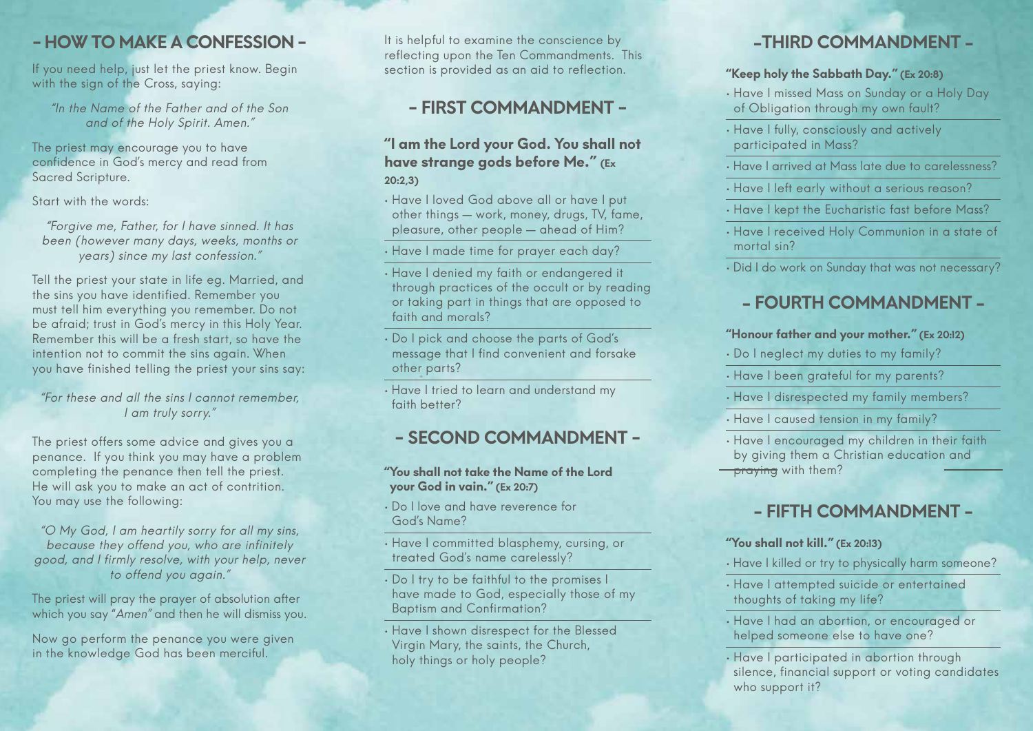## - HOW TO MAKE A CONFESSION -

If you need help, just let the priest know. Begin with the sign of the Cross, saying:

*"In the Name of the Father and of the Son and of the Holy Spirit. Amen."*

The priest may encourage you to have confidence in God's mercy and read from Sacred Scripture.

Start with the words:

*"Forgive me, Father, for I have sinned. It has been (however many days, weeks, months or years) since my last confession."*

Tell the priest your state in life eg. Married, and the sins you have identified. Remember you must tell him everything you remember. Do not be afraid; trust in God's mercy in this Holy Year. Remember this will be a fresh start, so have the intention not to commit the sins again. When you have finished telling the priest your sins say:

*"For these and all the sins I cannot remember, I am truly sorry."*

The priest offers some advice and gives you a penance. If you think you may have a problem completing the penance then tell the priest. He will ask you to make an act of contrition. You may use the following:

*"O My God, I am heartily sorry for all my sins, because they offend you, who are infinitely good, and I firmly resolve, with your help, never to offend you again."*

The priest will pray the prayer of absolution after which you say "*Amen*" and then he will dismiss you.

Now go perform the penance you were given in the knowledge God has been merciful.

It is helpful to examine the conscience by reflecting upon the Ten Commandments. This section is provided as an aid to reflection.

## - FIRST COMMANDMENT -

### "I am the Lord your God. You shall not have strange gods before Me." (Ex 20:2,3)

- Have I loved God above all or have I put other things — work, money, drugs, TV, fame, pleasure, other people — ahead of Him?
- Have I made time for prayer each day?
- Have I denied my faith or endangered it through practices of the occult or by reading or taking part in things that are opposed to faith and morals?
- Do I pick and choose the parts of God's message that I find convenient and forsake other parts?
- Have I tried to learn and understand my faith better?

## - SECOND COMMANDMENT -

**"You shall not take the Name of the Lord your God in vain." (Ex 20:7)**

- Do I love and have reverence for God's Name?
- Have I committed blasphemy, cursing, or treated God's name carelessly?
- Do I try to be faithful to the promises I have made to God, especially those of my Baptism and Confirmation?
- Have I shown disrespect for the Blessed Virgin Mary, the saints, the Church, holy things or holy people?

## -THIRD COMMANDMENT -

**"Keep holy the Sabbath Day." (Ex 20:8)**

- Have I missed Mass on Sunday or a Holy Day of Obligation through my own fault?
- Have I fully, consciously and actively participated in Mass?
- Have I arrived at Mass late due to carelessness?
- Have I left early without a serious reason?
- Have I kept the Eucharistic fast before Mass?
- Have I received Holy Communion in a state of mortal sin?
- Did I do work on Sunday that was not necessary?

## - FOURTH COMMANDMENT -

**"Honour father and your mother." (Ex 20:12)**

- Do I neglect my duties to my family?
- Have I been grateful for my parents?
- Have I disrespected my family members?
- Have I caused tension in my family?
- Have I encouraged my children in their faith by giving them a Christian education and praying with them?

## - FIFTH COMMANDMENT -

**"You shall not kill." (Ex 20:13)**

- Have I killed or try to physically harm someone?
- Have I attempted suicide or entertained thoughts of taking my life?
- Have I had an abortion, or encouraged or helped someone else to have one?
- Have I participated in abortion through silence, financial support or voting candidates who support it?